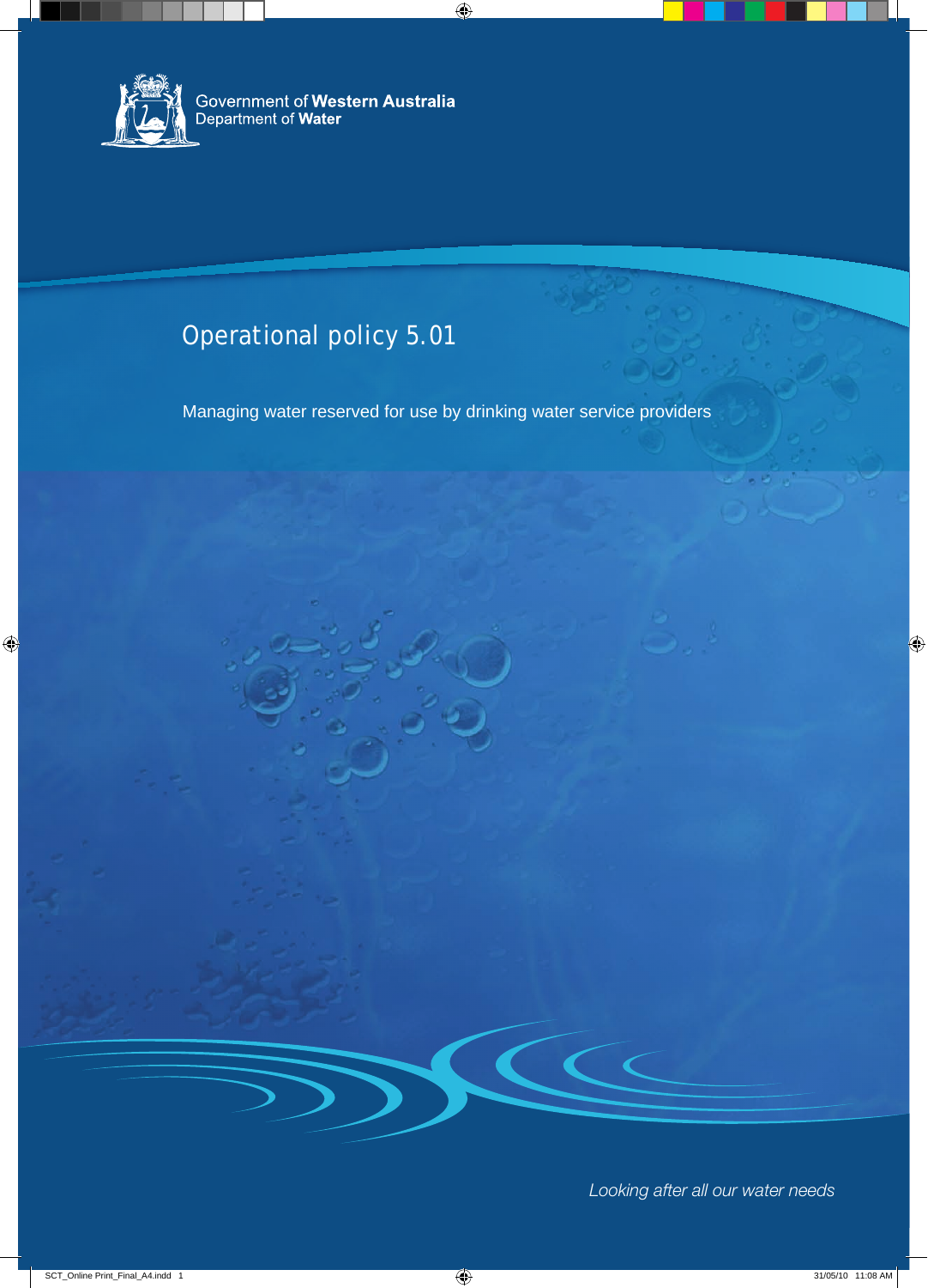Government of **Western Australia**
Department of **Water**

# Operational policy 5.01

## Managing water reserved for use by drinking water service providers

*Looking after all our water needs*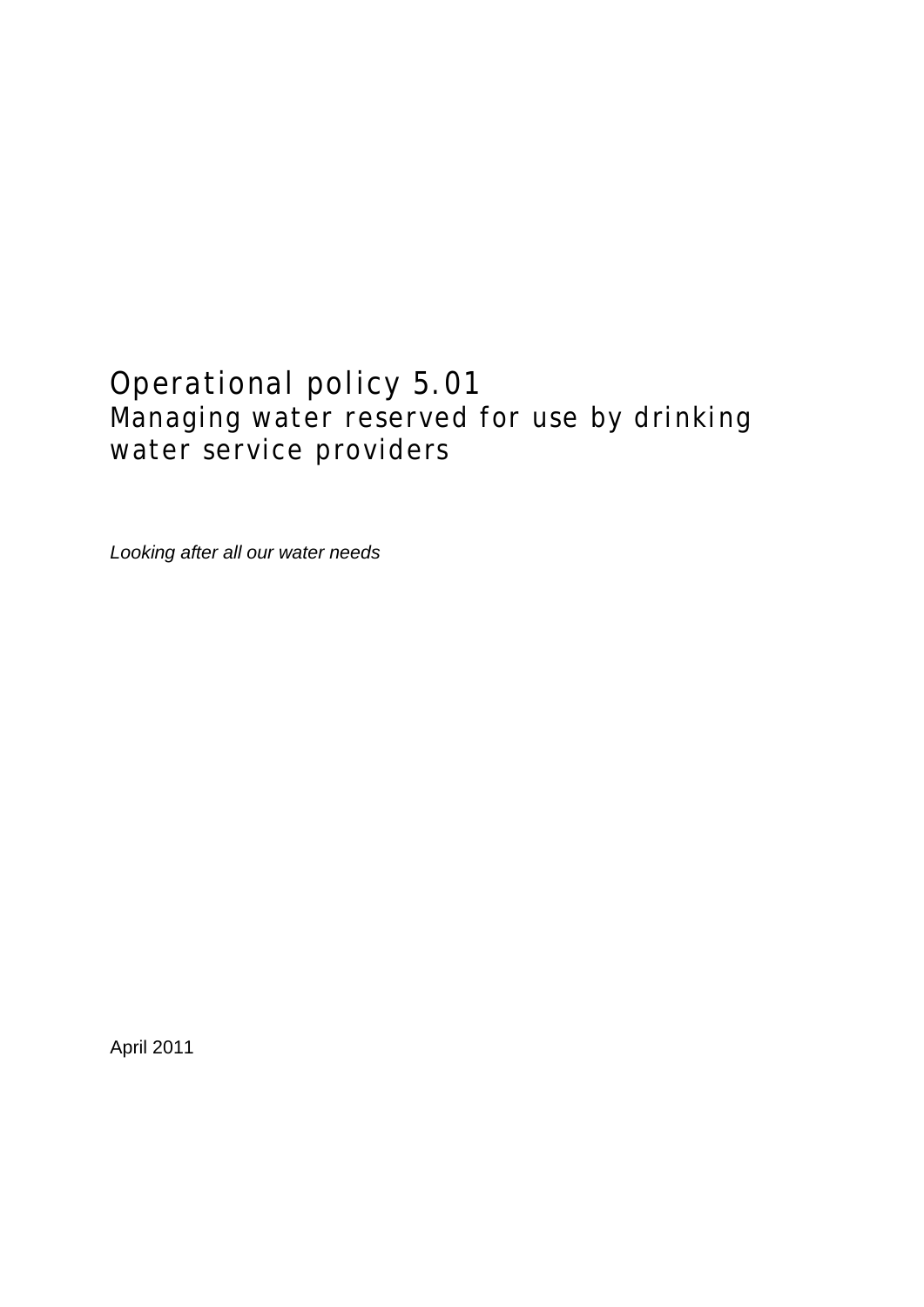# Operational policy 5.01

## Managing water reserved for use by drinking water service providers

*Looking after all our water needs*

April 2011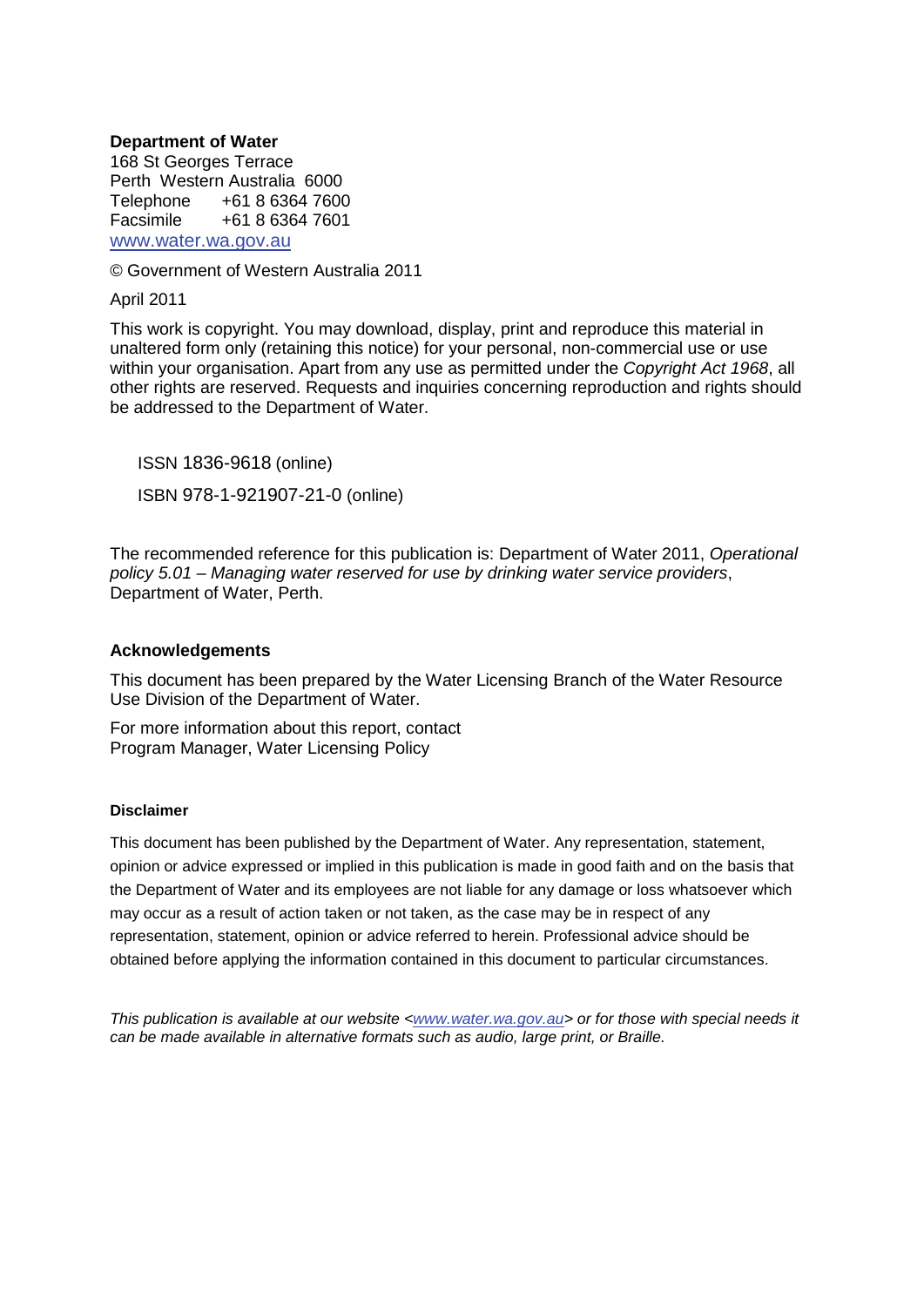**Department of Water**
168 St Georges Terrace
Perth Western Australia 6000
Telephone +61 8 6364 7600
Facsimile +61 8 6364 7601
www.water.wa.gov.au

© Government of Western Australia 2011

April 2011

This work is copyright. You may download, display, print and reproduce this material in unaltered form only (retaining this notice) for your personal, non-commercial use or use within your organisation. Apart from any use as permitted under the *Copyright Act 1968*, all other rights are reserved. Requests and inquiries concerning reproduction and rights should be addressed to the Department of Water.

ISSN 1836-9618 (online)

ISBN 978-1-921907-21-0 (online)

The recommended reference for this publication is: Department of Water 2011, *Operational policy 5.01 – Managing water reserved for use by drinking water service providers*, Department of Water, Perth.

**Acknowledgements**

This document has been prepared by the Water Licensing Branch of the Water Resource Use Division of the Department of Water.

For more information about this report, contact
Program Manager, Water Licensing Policy

**Disclaimer**

This document has been published by the Department of Water. Any representation, statement, opinion or advice expressed or implied in this publication is made in good faith and on the basis that the Department of Water and its employees are not liable for any damage or loss whatsoever which may occur as a result of action taken or not taken, as the case may be in respect of any representation, statement, opinion or advice referred to herein. Professional advice should be obtained before applying the information contained in this document to particular circumstances.

*This publication is available at our website <www.water.wa.gov.au> or for those with special needs it can be made available in alternative formats such as audio, large print, or Braille.*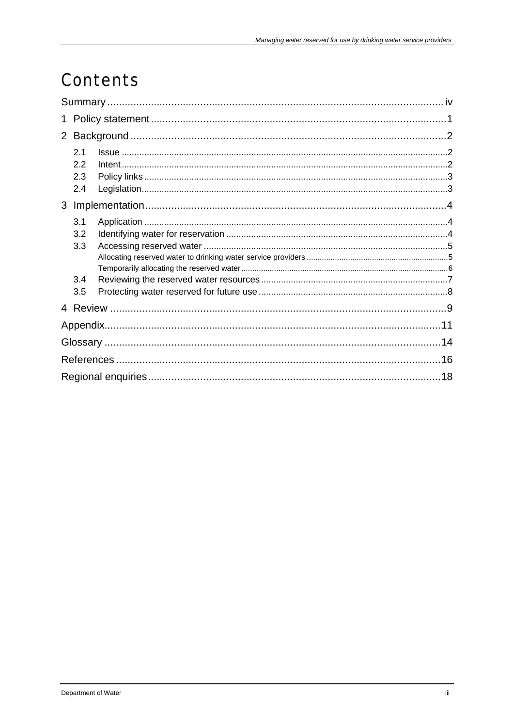# Contents

Summary ... iv

1 Policy statement ... 1

2 Background ... 2

- 2.1 Issue ... 2
- 2.2 Intent ... 2
- 2.3 Policy links ... 3
- 2.4 Legislation ... 3

3 Implementation ... 4

- 3.1 Application ... 4
- 3.2 Identifying water for reservation ... 4
- 3.3 Accessing reserved water ... 5
  - Allocating reserved water to drinking water service providers ... 5
  - Temporarily allocating the reserved water ... 6
- 3.4 Reviewing the reserved water resources ... 7
- 3.5 Protecting water reserved for future use ... 8

4 Review ... 9

Appendix ... 11

Glossary ... 14

References ... 16

Regional enquiries ... 18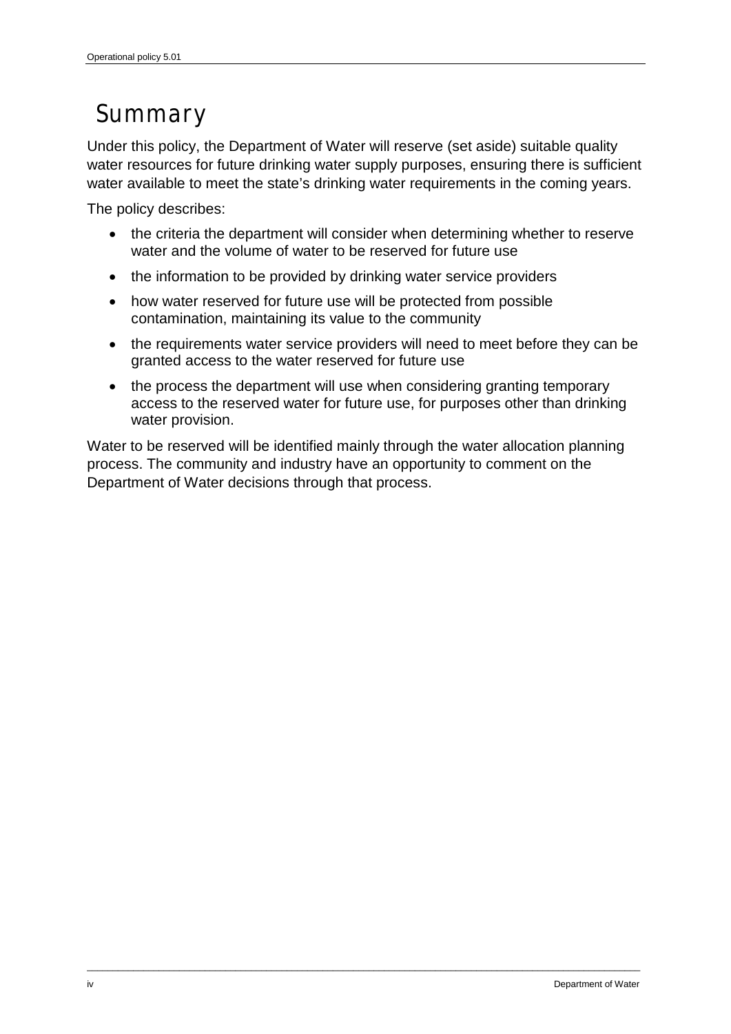# Summary

Under this policy, the Department of Water will reserve (set aside) suitable quality water resources for future drinking water supply purposes, ensuring there is sufficient water available to meet the state's drinking water requirements in the coming years.

The policy describes:

- the criteria the department will consider when determining whether to reserve water and the volume of water to be reserved for future use
- the information to be provided by drinking water service providers
- how water reserved for future use will be protected from possible contamination, maintaining its value to the community
- the requirements water service providers will need to meet before they can be granted access to the water reserved for future use
- the process the department will use when considering granting temporary access to the reserved water for future use, for purposes other than drinking water provision.

Water to be reserved will be identified mainly through the water allocation planning process. The community and industry have an opportunity to comment on the Department of Water decisions through that process.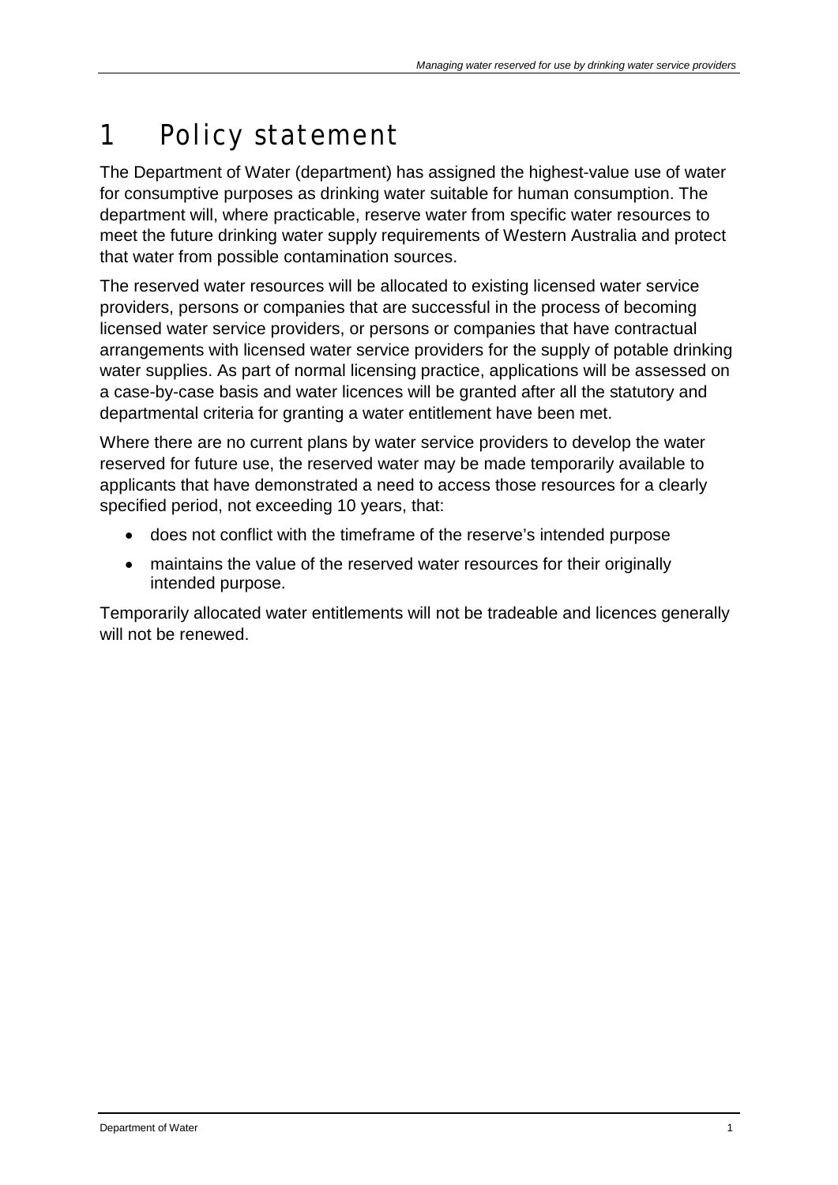# 1 Policy statement

The Department of Water (department) has assigned the highest-value use of water for consumptive purposes as drinking water suitable for human consumption. The department will, where practicable, reserve water from specific water resources to meet the future drinking water supply requirements of Western Australia and protect that water from possible contamination sources.

The reserved water resources will be allocated to existing licensed water service providers, persons or companies that are successful in the process of becoming licensed water service providers, or persons or companies that have contractual arrangements with licensed water service providers for the supply of potable drinking water supplies. As part of normal licensing practice, applications will be assessed on a case-by-case basis and water licences will be granted after all the statutory and departmental criteria for granting a water entitlement have been met.

Where there are no current plans by water service providers to develop the water reserved for future use, the reserved water may be made temporarily available to applicants that have demonstrated a need to access those resources for a clearly specified period, not exceeding 10 years, that:

- does not conflict with the timeframe of the reserve's intended purpose
- maintains the value of the reserved water resources for their originally intended purpose.

Temporarily allocated water entitlements will not be tradeable and licences generally will not be renewed.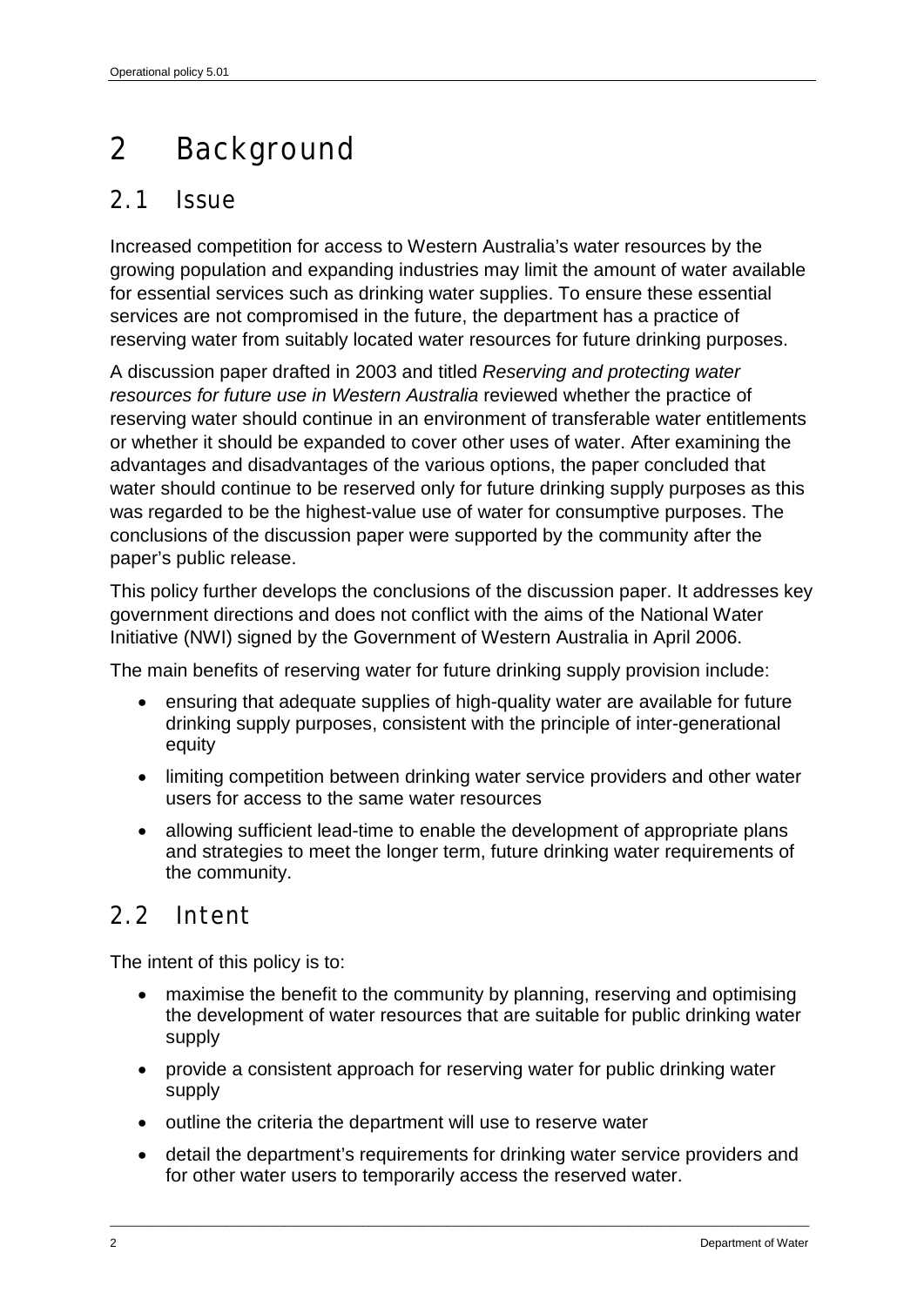# 2 Background

## 2.1 Issue

Increased competition for access to Western Australia's water resources by the growing population and expanding industries may limit the amount of water available for essential services such as drinking water supplies. To ensure these essential services are not compromised in the future, the department has a practice of reserving water from suitably located water resources for future drinking purposes.

A discussion paper drafted in 2003 and titled *Reserving and protecting water resources for future use in Western Australia* reviewed whether the practice of reserving water should continue in an environment of transferable water entitlements or whether it should be expanded to cover other uses of water. After examining the advantages and disadvantages of the various options, the paper concluded that water should continue to be reserved only for future drinking supply purposes as this was regarded to be the highest-value use of water for consumptive purposes. The conclusions of the discussion paper were supported by the community after the paper's public release.

This policy further develops the conclusions of the discussion paper. It addresses key government directions and does not conflict with the aims of the National Water Initiative (NWI) signed by the Government of Western Australia in April 2006.

The main benefits of reserving water for future drinking supply provision include:

- ensuring that adequate supplies of high-quality water are available for future drinking supply purposes, consistent with the principle of inter-generational equity
- limiting competition between drinking water service providers and other water users for access to the same water resources
- allowing sufficient lead-time to enable the development of appropriate plans and strategies to meet the longer term, future drinking water requirements of the community.

## 2.2 Intent

The intent of this policy is to:

- maximise the benefit to the community by planning, reserving and optimising the development of water resources that are suitable for public drinking water supply
- provide a consistent approach for reserving water for public drinking water supply
- outline the criteria the department will use to reserve water
- detail the department's requirements for drinking water service providers and for other water users to temporarily access the reserved water.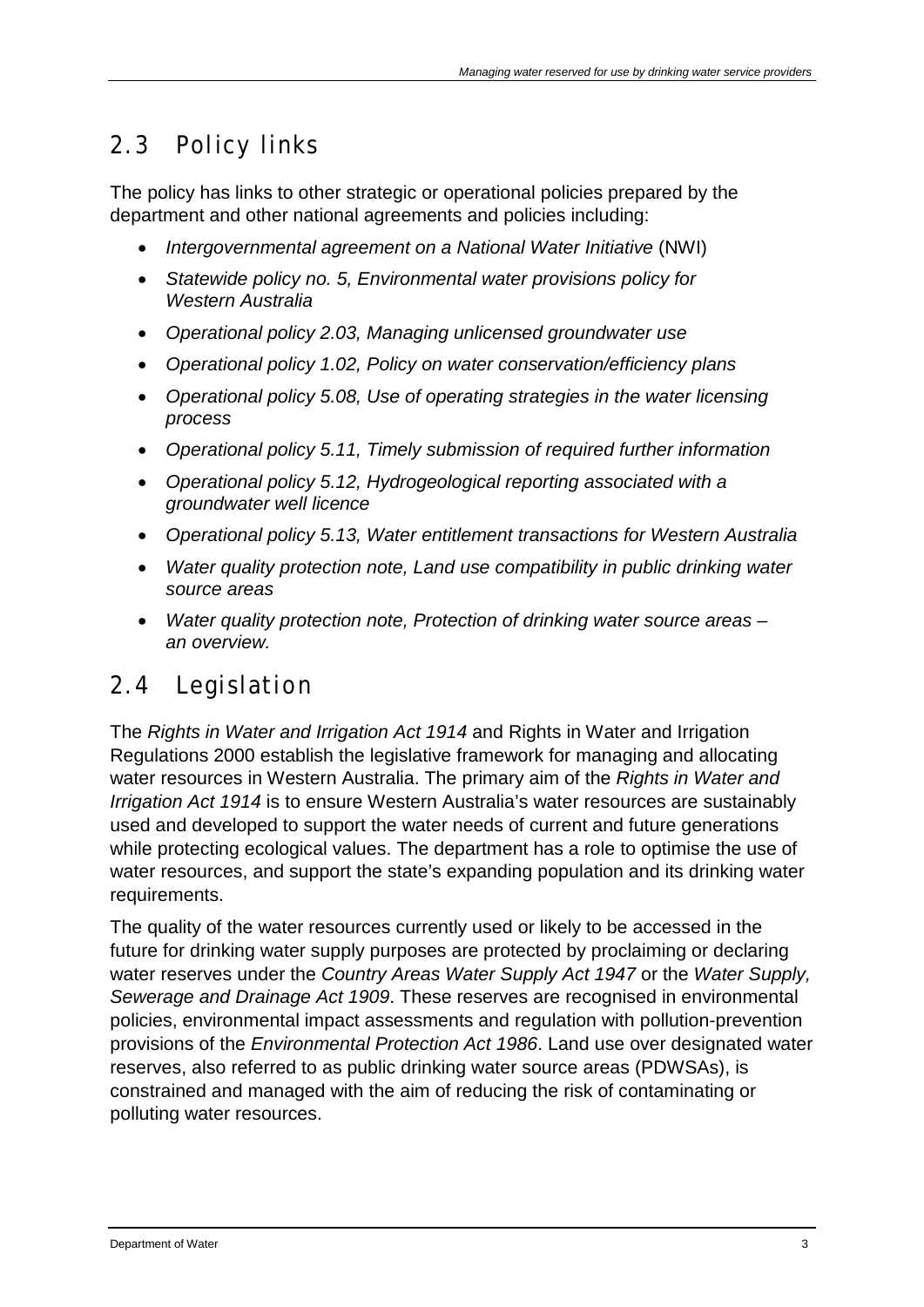## 2.3 Policy links

The policy has links to other strategic or operational policies prepared by the department and other national agreements and policies including:

- *Intergovernmental agreement on a National Water Initiative* (NWI)
- *Statewide policy no. 5, Environmental water provisions policy for Western Australia*
- *Operational policy 2.03, Managing unlicensed groundwater use*
- *Operational policy 1.02, Policy on water conservation/efficiency plans*
- *Operational policy 5.08, Use of operating strategies in the water licensing process*
- *Operational policy 5.11, Timely submission of required further information*
- *Operational policy 5.12, Hydrogeological reporting associated with a groundwater well licence*
- *Operational policy 5.13, Water entitlement transactions for Western Australia*
- *Water quality protection note, Land use compatibility in public drinking water source areas*
- *Water quality protection note, Protection of drinking water source areas – an overview.*

## 2.4 Legislation

The *Rights in Water and Irrigation Act 1914* and Rights in Water and Irrigation Regulations 2000 establish the legislative framework for managing and allocating water resources in Western Australia. The primary aim of the *Rights in Water and Irrigation Act 1914* is to ensure Western Australia's water resources are sustainably used and developed to support the water needs of current and future generations while protecting ecological values. The department has a role to optimise the use of water resources, and support the state's expanding population and its drinking water requirements.

The quality of the water resources currently used or likely to be accessed in the future for drinking water supply purposes are protected by proclaiming or declaring water reserves under the *Country Areas Water Supply Act 1947* or the *Water Supply, Sewerage and Drainage Act 1909*. These reserves are recognised in environmental policies, environmental impact assessments and regulation with pollution-prevention provisions of the *Environmental Protection Act 1986*. Land use over designated water reserves, also referred to as public drinking water source areas (PDWSAs), is constrained and managed with the aim of reducing the risk of contaminating or polluting water resources.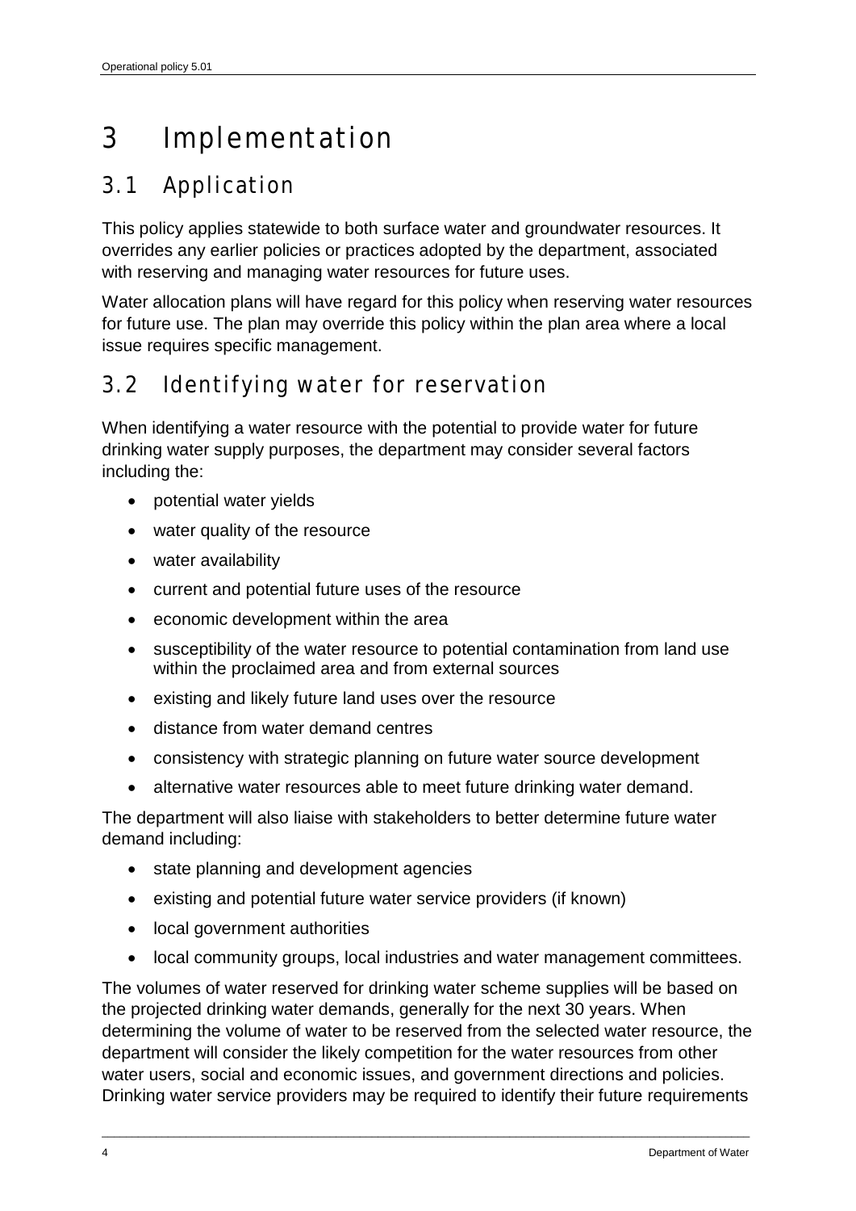# 3 Implementation

## 3.1 Application

This policy applies statewide to both surface water and groundwater resources. It overrides any earlier policies or practices adopted by the department, associated with reserving and managing water resources for future uses.

Water allocation plans will have regard for this policy when reserving water resources for future use. The plan may override this policy within the plan area where a local issue requires specific management.

## 3.2 Identifying water for reservation

When identifying a water resource with the potential to provide water for future drinking water supply purposes, the department may consider several factors including the:

- potential water yields
- water quality of the resource
- water availability
- current and potential future uses of the resource
- economic development within the area
- susceptibility of the water resource to potential contamination from land use within the proclaimed area and from external sources
- existing and likely future land uses over the resource
- distance from water demand centres
- consistency with strategic planning on future water source development
- alternative water resources able to meet future drinking water demand.

The department will also liaise with stakeholders to better determine future water demand including:

- state planning and development agencies
- existing and potential future water service providers (if known)
- local government authorities
- local community groups, local industries and water management committees.

The volumes of water reserved for drinking water scheme supplies will be based on the projected drinking water demands, generally for the next 30 years. When determining the volume of water to be reserved from the selected water resource, the department will consider the likely competition for the water resources from other water users, social and economic issues, and government directions and policies. Drinking water service providers may be required to identify their future requirements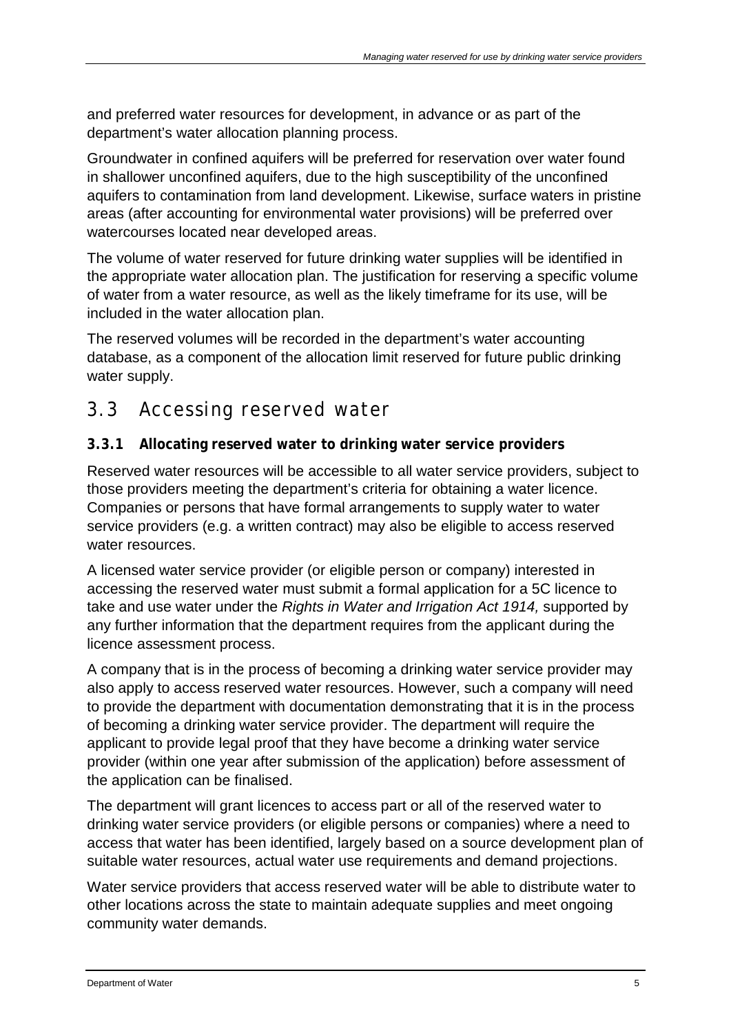and preferred water resources for development, in advance or as part of the department's water allocation planning process.

Groundwater in confined aquifers will be preferred for reservation over water found in shallower unconfined aquifers, due to the high susceptibility of the unconfined aquifers to contamination from land development. Likewise, surface waters in pristine areas (after accounting for environmental water provisions) will be preferred over watercourses located near developed areas.

The volume of water reserved for future drinking water supplies will be identified in the appropriate water allocation plan. The justification for reserving a specific volume of water from a water resource, as well as the likely timeframe for its use, will be included in the water allocation plan.

The reserved volumes will be recorded in the department's water accounting database, as a component of the allocation limit reserved for future public drinking water supply.

## 3.3 Accessing reserved water

### 3.3.1 Allocating reserved water to drinking water service providers

Reserved water resources will be accessible to all water service providers, subject to those providers meeting the department's criteria for obtaining a water licence. Companies or persons that have formal arrangements to supply water to water service providers (e.g. a written contract) may also be eligible to access reserved water resources.

A licensed water service provider (or eligible person or company) interested in accessing the reserved water must submit a formal application for a 5C licence to take and use water under the *Rights in Water and Irrigation Act 1914,* supported by any further information that the department requires from the applicant during the licence assessment process.

A company that is in the process of becoming a drinking water service provider may also apply to access reserved water resources. However, such a company will need to provide the department with documentation demonstrating that it is in the process of becoming a drinking water service provider. The department will require the applicant to provide legal proof that they have become a drinking water service provider (within one year after submission of the application) before assessment of the application can be finalised.

The department will grant licences to access part or all of the reserved water to drinking water service providers (or eligible persons or companies) where a need to access that water has been identified, largely based on a source development plan of suitable water resources, actual water use requirements and demand projections.

Water service providers that access reserved water will be able to distribute water to other locations across the state to maintain adequate supplies and meet ongoing community water demands.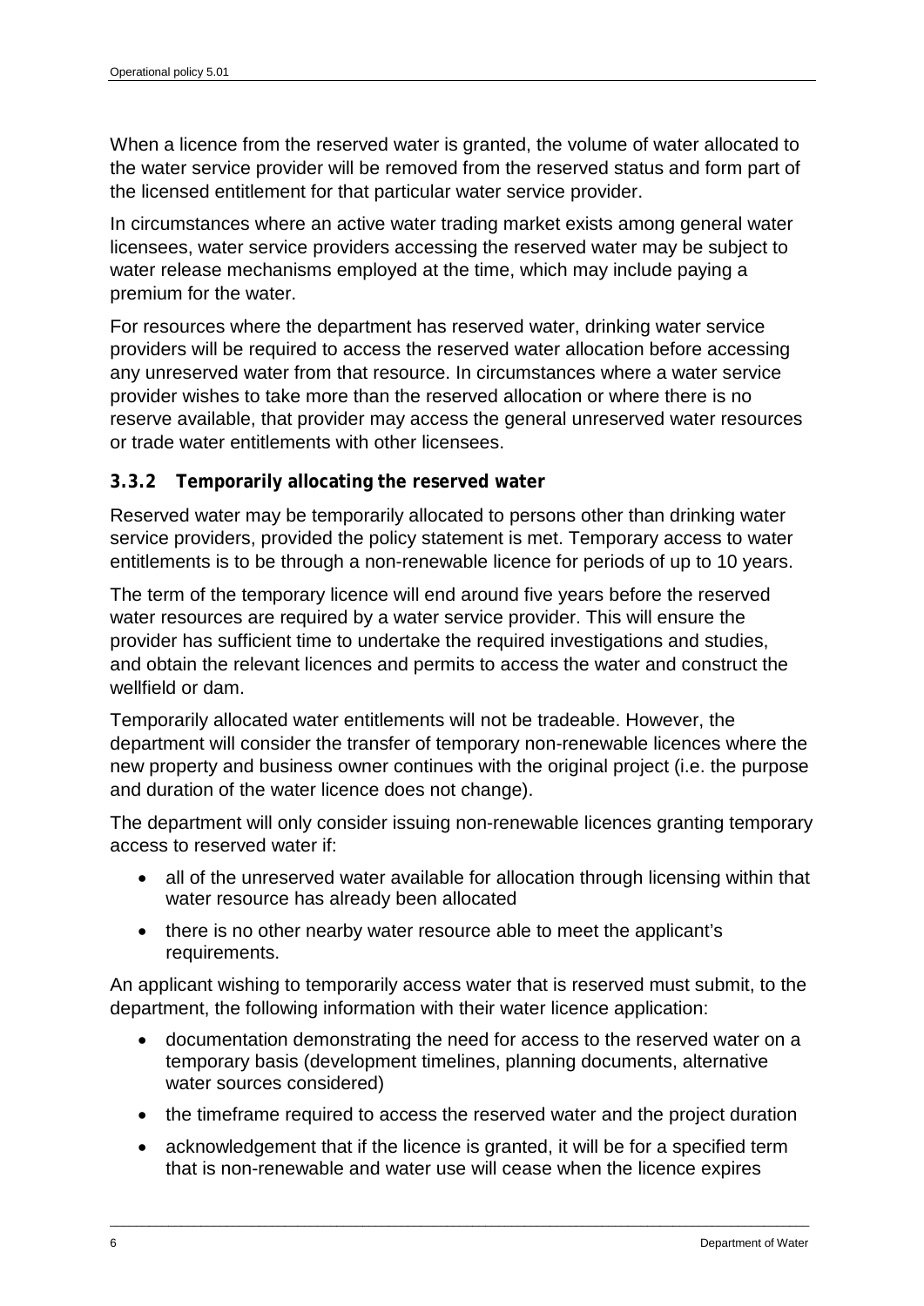When a licence from the reserved water is granted, the volume of water allocated to the water service provider will be removed from the reserved status and form part of the licensed entitlement for that particular water service provider.

In circumstances where an active water trading market exists among general water licensees, water service providers accessing the reserved water may be subject to water release mechanisms employed at the time, which may include paying a premium for the water.

For resources where the department has reserved water, drinking water service providers will be required to access the reserved water allocation before accessing any unreserved water from that resource. In circumstances where a water service provider wishes to take more than the reserved allocation or where there is no reserve available, that provider may access the general unreserved water resources or trade water entitlements with other licensees.

### 3.3.2 Temporarily allocating the reserved water

Reserved water may be temporarily allocated to persons other than drinking water service providers, provided the policy statement is met. Temporary access to water entitlements is to be through a non-renewable licence for periods of up to 10 years.

The term of the temporary licence will end around five years before the reserved water resources are required by a water service provider. This will ensure the provider has sufficient time to undertake the required investigations and studies, and obtain the relevant licences and permits to access the water and construct the wellfield or dam.

Temporarily allocated water entitlements will not be tradeable. However, the department will consider the transfer of temporary non-renewable licences where the new property and business owner continues with the original project (i.e. the purpose and duration of the water licence does not change).

The department will only consider issuing non-renewable licences granting temporary access to reserved water if:

- all of the unreserved water available for allocation through licensing within that water resource has already been allocated
- there is no other nearby water resource able to meet the applicant's requirements.

An applicant wishing to temporarily access water that is reserved must submit, to the department, the following information with their water licence application:

- documentation demonstrating the need for access to the reserved water on a temporary basis (development timelines, planning documents, alternative water sources considered)
- the timeframe required to access the reserved water and the project duration
- acknowledgement that if the licence is granted, it will be for a specified term that is non-renewable and water use will cease when the licence expires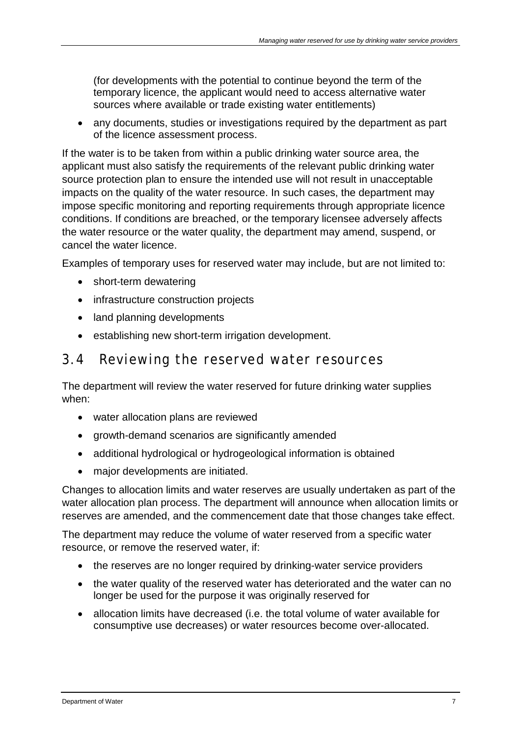(for developments with the potential to continue beyond the term of the temporary licence, the applicant would need to access alternative water sources where available or trade existing water entitlements)

- any documents, studies or investigations required by the department as part of the licence assessment process.

If the water is to be taken from within a public drinking water source area, the applicant must also satisfy the requirements of the relevant public drinking water source protection plan to ensure the intended use will not result in unacceptable impacts on the quality of the water resource. In such cases, the department may impose specific monitoring and reporting requirements through appropriate licence conditions. If conditions are breached, or the temporary licensee adversely affects the water resource or the water quality, the department may amend, suspend, or cancel the water licence.

Examples of temporary uses for reserved water may include, but are not limited to:

- short-term dewatering
- infrastructure construction projects
- land planning developments
- establishing new short-term irrigation development.

## 3.4 Reviewing the reserved water resources

The department will review the water reserved for future drinking water supplies when:

- water allocation plans are reviewed
- growth-demand scenarios are significantly amended
- additional hydrological or hydrogeological information is obtained
- major developments are initiated.

Changes to allocation limits and water reserves are usually undertaken as part of the water allocation plan process. The department will announce when allocation limits or reserves are amended, and the commencement date that those changes take effect.

The department may reduce the volume of water reserved from a specific water resource, or remove the reserved water, if:

- the reserves are no longer required by drinking-water service providers
- the water quality of the reserved water has deteriorated and the water can no longer be used for the purpose it was originally reserved for
- allocation limits have decreased (i.e. the total volume of water available for consumptive use decreases) or water resources become over-allocated.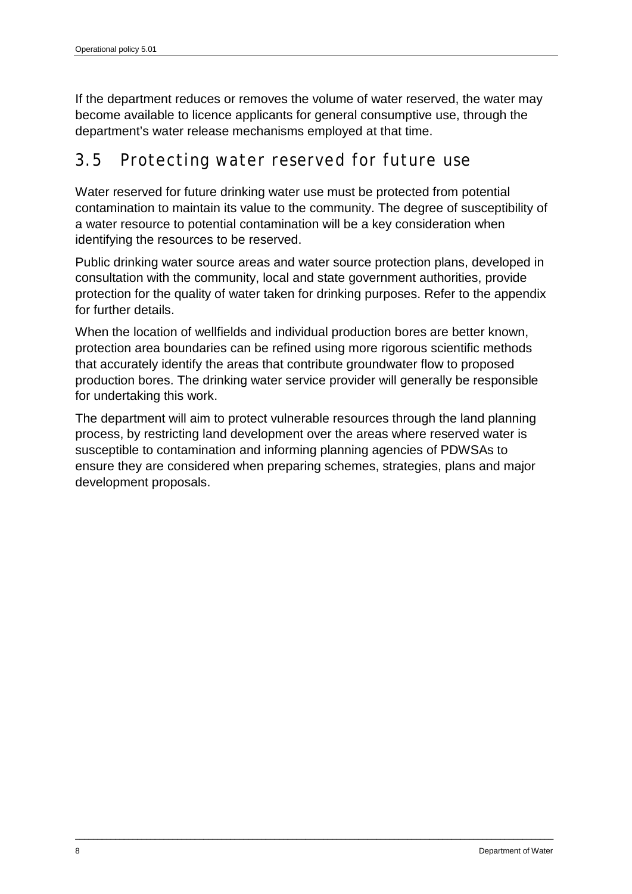If the department reduces or removes the volume of water reserved, the water may become available to licence applicants for general consumptive use, through the department's water release mechanisms employed at that time.

## 3.5 Protecting water reserved for future use

Water reserved for future drinking water use must be protected from potential contamination to maintain its value to the community. The degree of susceptibility of a water resource to potential contamination will be a key consideration when identifying the resources to be reserved.

Public drinking water source areas and water source protection plans, developed in consultation with the community, local and state government authorities, provide protection for the quality of water taken for drinking purposes. Refer to the appendix for further details.

When the location of wellfields and individual production bores are better known, protection area boundaries can be refined using more rigorous scientific methods that accurately identify the areas that contribute groundwater flow to proposed production bores. The drinking water service provider will generally be responsible for undertaking this work.

The department will aim to protect vulnerable resources through the land planning process, by restricting land development over the areas where reserved water is susceptible to contamination and informing planning agencies of PDWSAs to ensure they are considered when preparing schemes, strategies, plans and major development proposals.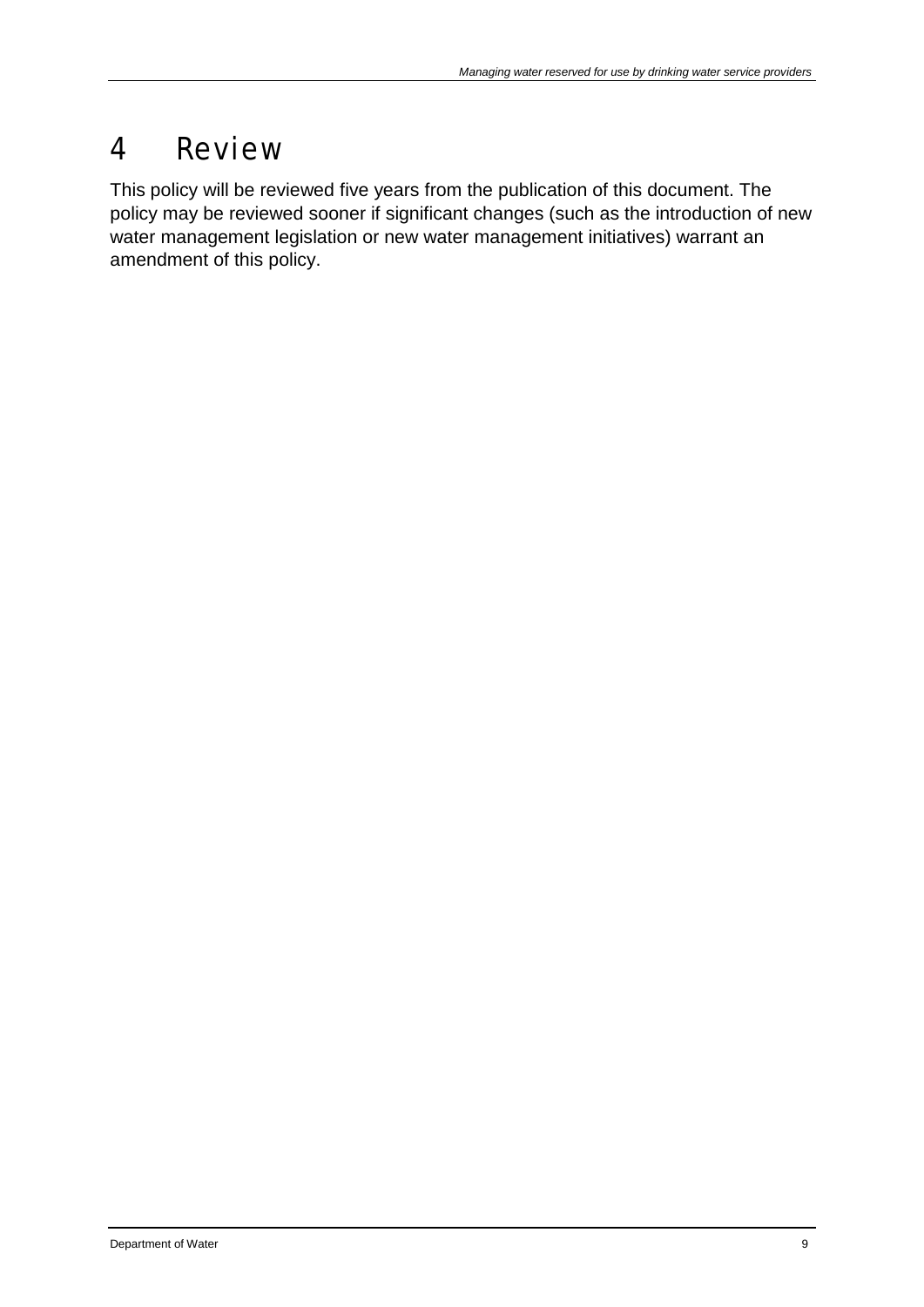# 4 Review

This policy will be reviewed five years from the publication of this document. The policy may be reviewed sooner if significant changes (such as the introduction of new water management legislation or new water management initiatives) warrant an amendment of this policy.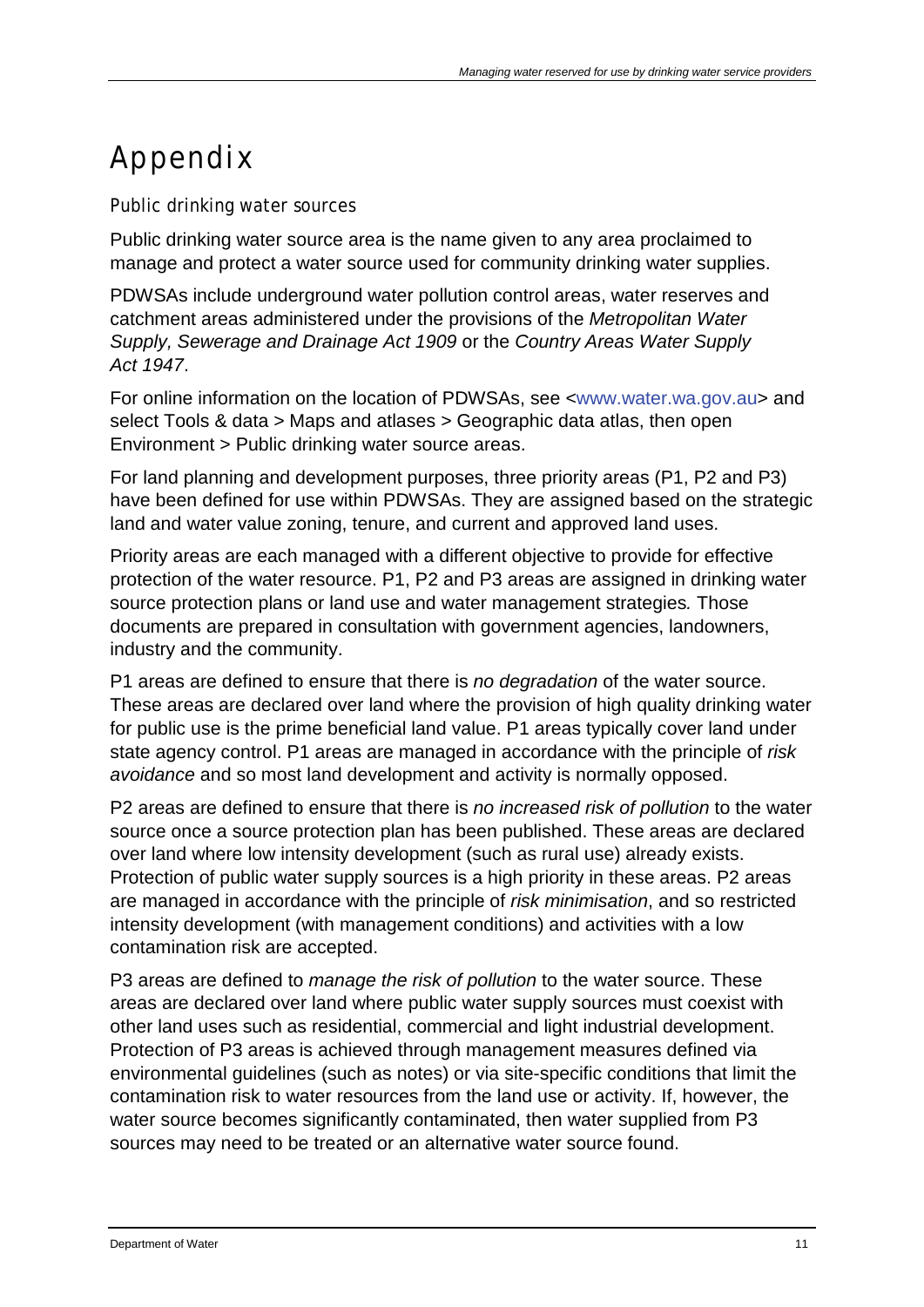# Appendix

## Public drinking water sources

Public drinking water source area is the name given to any area proclaimed to manage and protect a water source used for community drinking water supplies.

PDWSAs include underground water pollution control areas, water reserves and catchment areas administered under the provisions of the *Metropolitan Water Supply, Sewerage and Drainage Act 1909* or the *Country Areas Water Supply Act 1947*.

For online information on the location of PDWSAs, see <www.water.wa.gov.au> and select Tools & data > Maps and atlases > Geographic data atlas, then open Environment > Public drinking water source areas.

For land planning and development purposes, three priority areas (P1, P2 and P3) have been defined for use within PDWSAs. They are assigned based on the strategic land and water value zoning, tenure, and current and approved land uses.

Priority areas are each managed with a different objective to provide for effective protection of the water resource. P1, P2 and P3 areas are assigned in drinking water source protection plans or land use and water management strategies*.* Those documents are prepared in consultation with government agencies, landowners, industry and the community.

P1 areas are defined to ensure that there is *no degradation* of the water source. These areas are declared over land where the provision of high quality drinking water for public use is the prime beneficial land value. P1 areas typically cover land under state agency control. P1 areas are managed in accordance with the principle of *risk avoidance* and so most land development and activity is normally opposed.

P2 areas are defined to ensure that there is *no increased risk of pollution* to the water source once a source protection plan has been published. These areas are declared over land where low intensity development (such as rural use) already exists. Protection of public water supply sources is a high priority in these areas. P2 areas are managed in accordance with the principle of *risk minimisation*, and so restricted intensity development (with management conditions) and activities with a low contamination risk are accepted.

P3 areas are defined to *manage the risk of pollution* to the water source. These areas are declared over land where public water supply sources must coexist with other land uses such as residential, commercial and light industrial development. Protection of P3 areas is achieved through management measures defined via environmental guidelines (such as notes) or via site-specific conditions that limit the contamination risk to water resources from the land use or activity. If, however, the water source becomes significantly contaminated, then water supplied from P3 sources may need to be treated or an alternative water source found.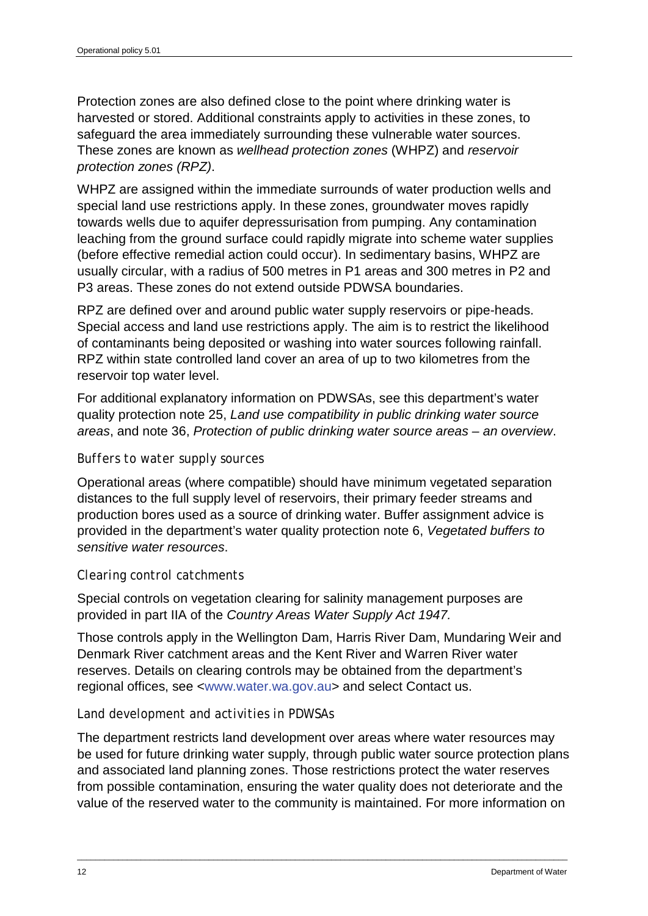Protection zones are also defined close to the point where drinking water is harvested or stored. Additional constraints apply to activities in these zones, to safeguard the area immediately surrounding these vulnerable water sources. These zones are known as *wellhead protection zones* (WHPZ) and *reservoir protection zones (RPZ)*.

WHPZ are assigned within the immediate surrounds of water production wells and special land use restrictions apply. In these zones, groundwater moves rapidly towards wells due to aquifer depressurisation from pumping. Any contamination leaching from the ground surface could rapidly migrate into scheme water supplies (before effective remedial action could occur). In sedimentary basins, WHPZ are usually circular, with a radius of 500 metres in P1 areas and 300 metres in P2 and P3 areas. These zones do not extend outside PDWSA boundaries.

RPZ are defined over and around public water supply reservoirs or pipe-heads. Special access and land use restrictions apply. The aim is to restrict the likelihood of contaminants being deposited or washing into water sources following rainfall. RPZ within state controlled land cover an area of up to two kilometres from the reservoir top water level.

For additional explanatory information on PDWSAs, see this department's water quality protection note 25, *Land use compatibility in public drinking water source areas*, and note 36, *Protection of public drinking water source areas – an overview*.

### Buffers to water supply sources

Operational areas (where compatible) should have minimum vegetated separation distances to the full supply level of reservoirs, their primary feeder streams and production bores used as a source of drinking water. Buffer assignment advice is provided in the department's water quality protection note 6, *Vegetated buffers to sensitive water resources*.

### Clearing control catchments

Special controls on vegetation clearing for salinity management purposes are provided in part IIA of the *Country Areas Water Supply Act 1947.*

Those controls apply in the Wellington Dam, Harris River Dam, Mundaring Weir and Denmark River catchment areas and the Kent River and Warren River water reserves. Details on clearing controls may be obtained from the department's regional offices, see <www.water.wa.gov.au> and select Contact us.

### Land development and activities in PDWSAs

The department restricts land development over areas where water resources may be used for future drinking water supply, through public water source protection plans and associated land planning zones. Those restrictions protect the water reserves from possible contamination, ensuring the water quality does not deteriorate and the value of the reserved water to the community is maintained. For more information on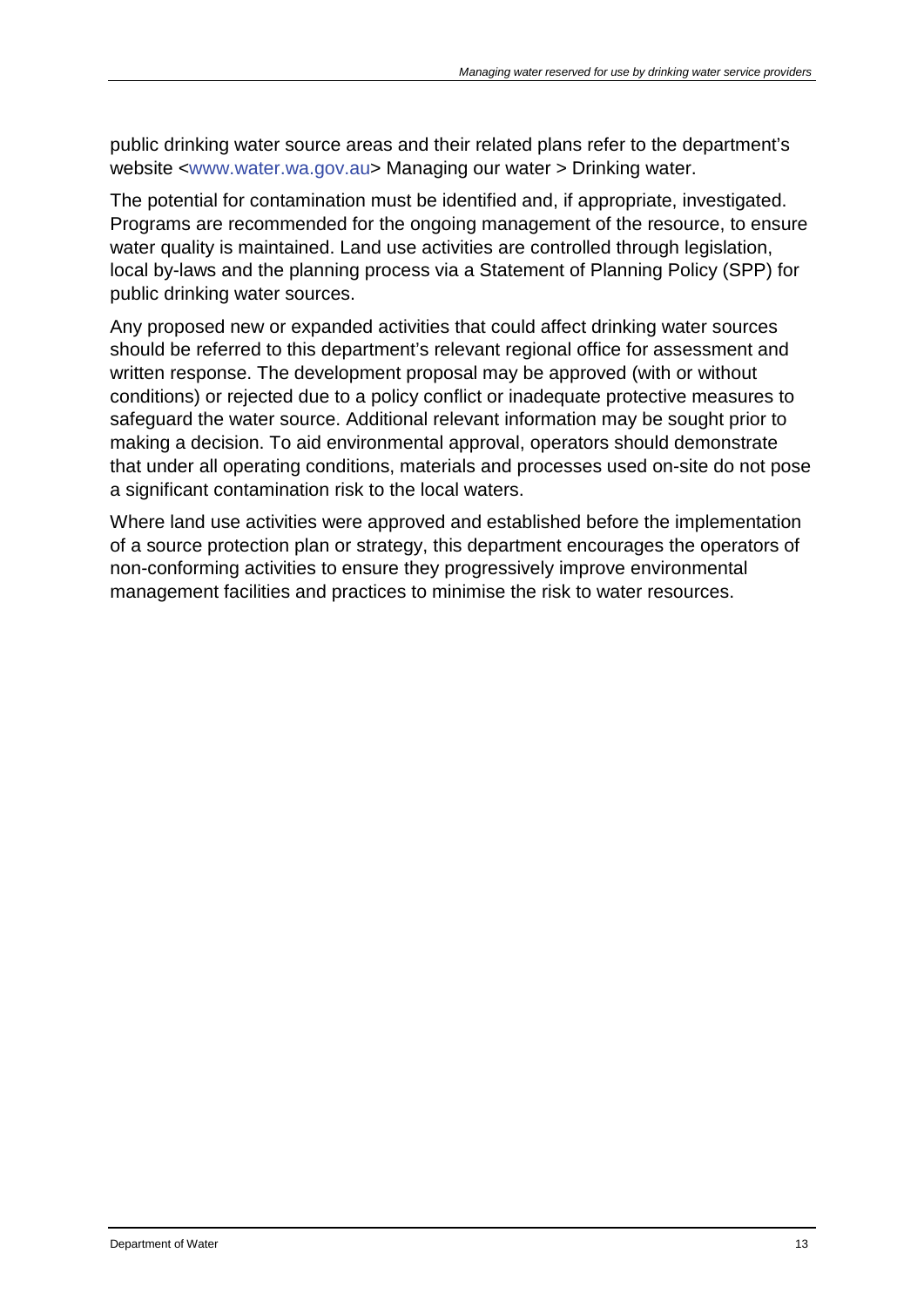public drinking water source areas and their related plans refer to the department's website <www.water.wa.gov.au> Managing our water > Drinking water.

The potential for contamination must be identified and, if appropriate, investigated. Programs are recommended for the ongoing management of the resource, to ensure water quality is maintained. Land use activities are controlled through legislation, local by-laws and the planning process via a Statement of Planning Policy (SPP) for public drinking water sources.

Any proposed new or expanded activities that could affect drinking water sources should be referred to this department's relevant regional office for assessment and written response. The development proposal may be approved (with or without conditions) or rejected due to a policy conflict or inadequate protective measures to safeguard the water source. Additional relevant information may be sought prior to making a decision. To aid environmental approval, operators should demonstrate that under all operating conditions, materials and processes used on-site do not pose a significant contamination risk to the local waters.

Where land use activities were approved and established before the implementation of a source protection plan or strategy, this department encourages the operators of non-conforming activities to ensure they progressively improve environmental management facilities and practices to minimise the risk to water resources.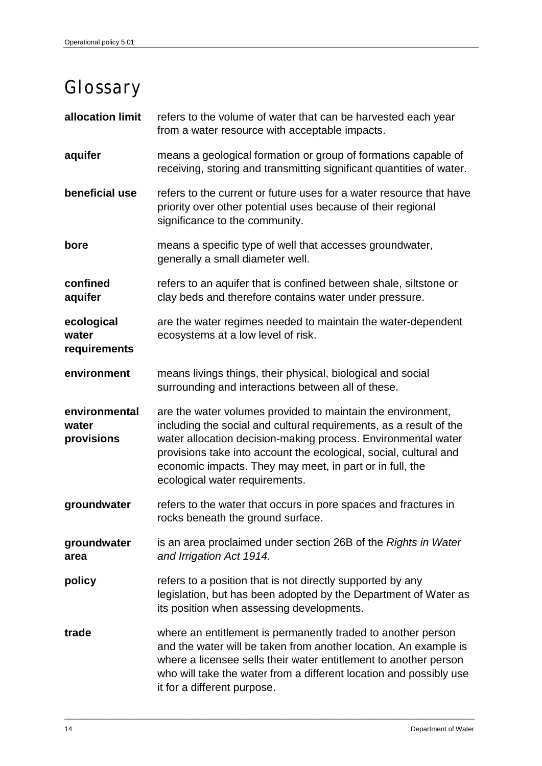# Glossary

**allocation limit** refers to the volume of water that can be harvested each year from a water resource with acceptable impacts.

**aquifer** means a geological formation or group of formations capable of receiving, storing and transmitting significant quantities of water.

**beneficial use** refers to the current or future uses for a water resource that have priority over other potential uses because of their regional significance to the community.

**bore** means a specific type of well that accesses groundwater, generally a small diameter well.

**confined aquifer** refers to an aquifer that is confined between shale, siltstone or clay beds and therefore contains water under pressure.

**ecological water requirements** are the water regimes needed to maintain the water-dependent ecosystems at a low level of risk.

**environment** means livings things, their physical, biological and social surrounding and interactions between all of these.

**environmental water provisions** are the water volumes provided to maintain the environment, including the social and cultural requirements, as a result of the water allocation decision-making process. Environmental water provisions take into account the ecological, social, cultural and economic impacts. They may meet, in part or in full, the ecological water requirements.

**groundwater** refers to the water that occurs in pore spaces and fractures in rocks beneath the ground surface.

**groundwater area** is an area proclaimed under section 26B of the *Rights in Water and Irrigation Act 1914.*

**policy** refers to a position that is not directly supported by any legislation, but has been adopted by the Department of Water as its position when assessing developments.

**trade** where an entitlement is permanently traded to another person and the water will be taken from another location. An example is where a licensee sells their water entitlement to another person who will take the water from a different location and possibly use it for a different purpose.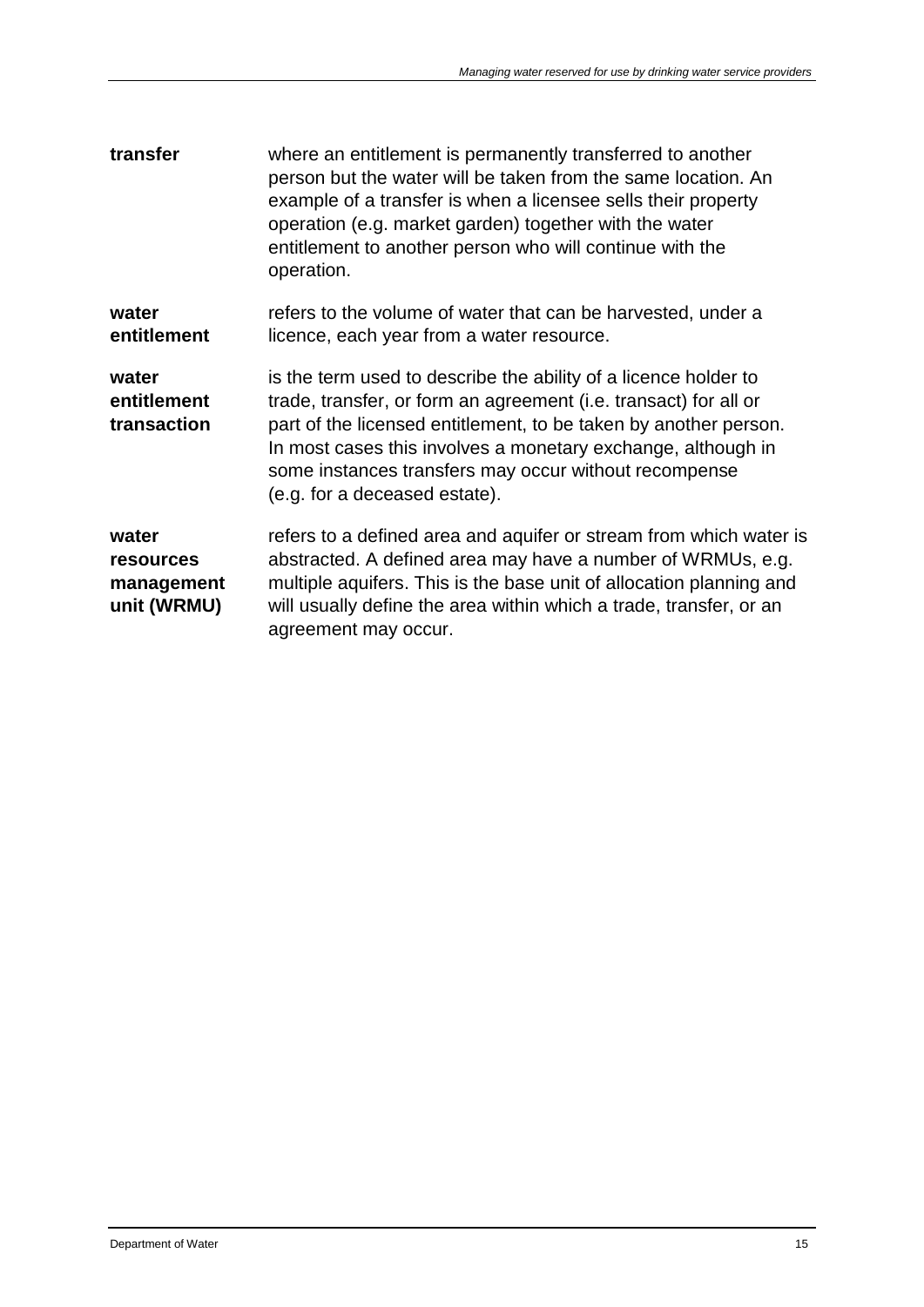| | |
|---|---|
| **transfer** | where an entitlement is permanently transferred to another person but the water will be taken from the same location. An example of a transfer is when a licensee sells their property operation (e.g. market garden) together with the water entitlement to another person who will continue with the operation. |
| **water entitlement** | refers to the volume of water that can be harvested, under a licence, each year from a water resource. |
| **water entitlement transaction** | is the term used to describe the ability of a licence holder to trade, transfer, or form an agreement (i.e. transact) for all or part of the licensed entitlement, to be taken by another person. In most cases this involves a monetary exchange, although in some instances transfers may occur without recompense (e.g. for a deceased estate). |
| **water resources management unit (WRMU)** | refers to a defined area and aquifer or stream from which water is abstracted. A defined area may have a number of WRMUs, e.g. multiple aquifers. This is the base unit of allocation planning and will usually define the area within which a trade, transfer, or an agreement may occur. |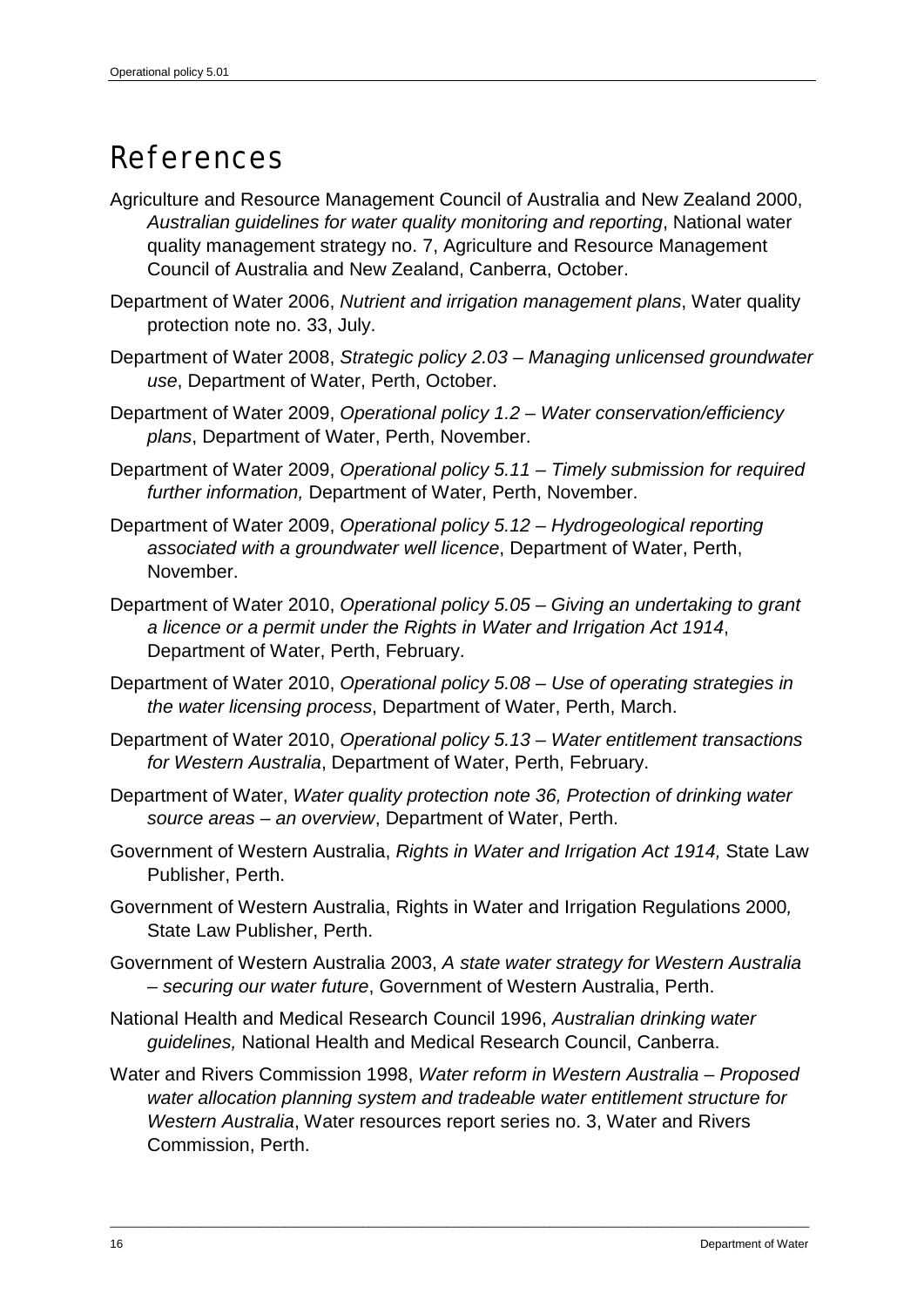# References

Agriculture and Resource Management Council of Australia and New Zealand 2000, *Australian guidelines for water quality monitoring and reporting*, National water quality management strategy no. 7, Agriculture and Resource Management Council of Australia and New Zealand, Canberra, October.

Department of Water 2006, *Nutrient and irrigation management plans*, Water quality protection note no. 33, July.

Department of Water 2008, *Strategic policy 2.03 – Managing unlicensed groundwater use*, Department of Water, Perth, October.

Department of Water 2009, *Operational policy 1.2 – Water conservation/efficiency plans*, Department of Water, Perth, November.

Department of Water 2009, *Operational policy 5.11 – Timely submission for required further information,* Department of Water, Perth, November.

Department of Water 2009, *Operational policy 5.12 – Hydrogeological reporting associated with a groundwater well licence*, Department of Water, Perth, November.

Department of Water 2010, *Operational policy 5.05 – Giving an undertaking to grant a licence or a permit under the Rights in Water and Irrigation Act 1914*, Department of Water, Perth, February.

Department of Water 2010, *Operational policy 5.08 – Use of operating strategies in the water licensing process*, Department of Water, Perth, March.

Department of Water 2010, *Operational policy 5.13 – Water entitlement transactions for Western Australia*, Department of Water, Perth, February.

Department of Water, *Water quality protection note 36, Protection of drinking water source areas – an overview*, Department of Water, Perth.

Government of Western Australia, *Rights in Water and Irrigation Act 1914,* State Law Publisher, Perth.

Government of Western Australia, Rights in Water and Irrigation Regulations 2000*,* State Law Publisher, Perth.

Government of Western Australia 2003, *A state water strategy for Western Australia – securing our water future*, Government of Western Australia, Perth.

National Health and Medical Research Council 1996, *Australian drinking water guidelines,* National Health and Medical Research Council, Canberra.

Water and Rivers Commission 1998, *Water reform in Western Australia – Proposed water allocation planning system and tradeable water entitlement structure for Western Australia*, Water resources report series no. 3, Water and Rivers Commission, Perth.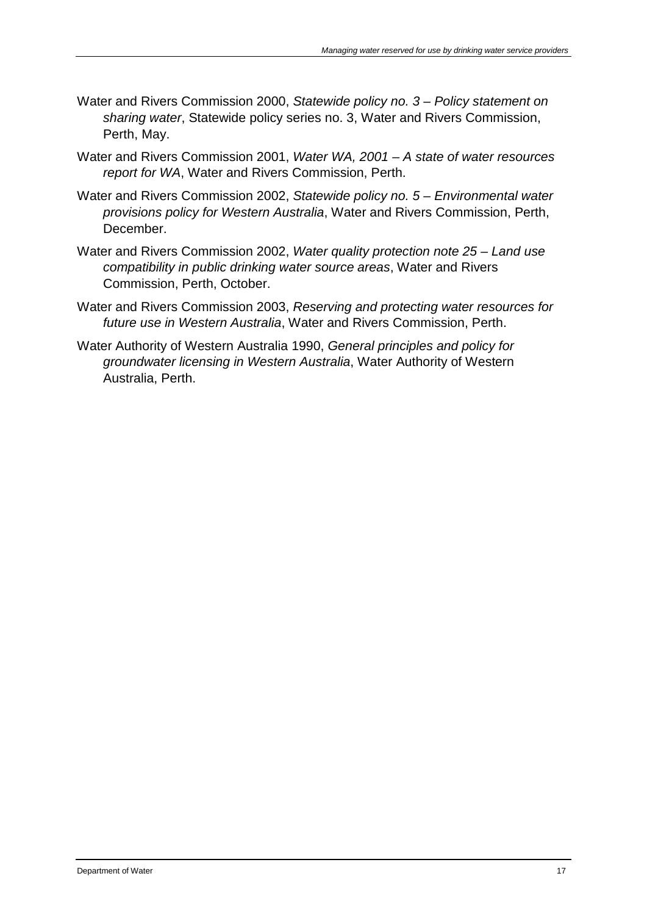Water and Rivers Commission 2000, *Statewide policy no. 3 – Policy statement on sharing water*, Statewide policy series no. 3, Water and Rivers Commission, Perth, May.

Water and Rivers Commission 2001, *Water WA, 2001 – A state of water resources report for WA*, Water and Rivers Commission, Perth.

Water and Rivers Commission 2002, *Statewide policy no. 5 – Environmental water provisions policy for Western Australia*, Water and Rivers Commission, Perth, December.

Water and Rivers Commission 2002, *Water quality protection note 25 – Land use compatibility in public drinking water source areas*, Water and Rivers Commission, Perth, October.

Water and Rivers Commission 2003, *Reserving and protecting water resources for future use in Western Australia*, Water and Rivers Commission, Perth.

Water Authority of Western Australia 1990, *General principles and policy for groundwater licensing in Western Australia*, Water Authority of Western Australia, Perth.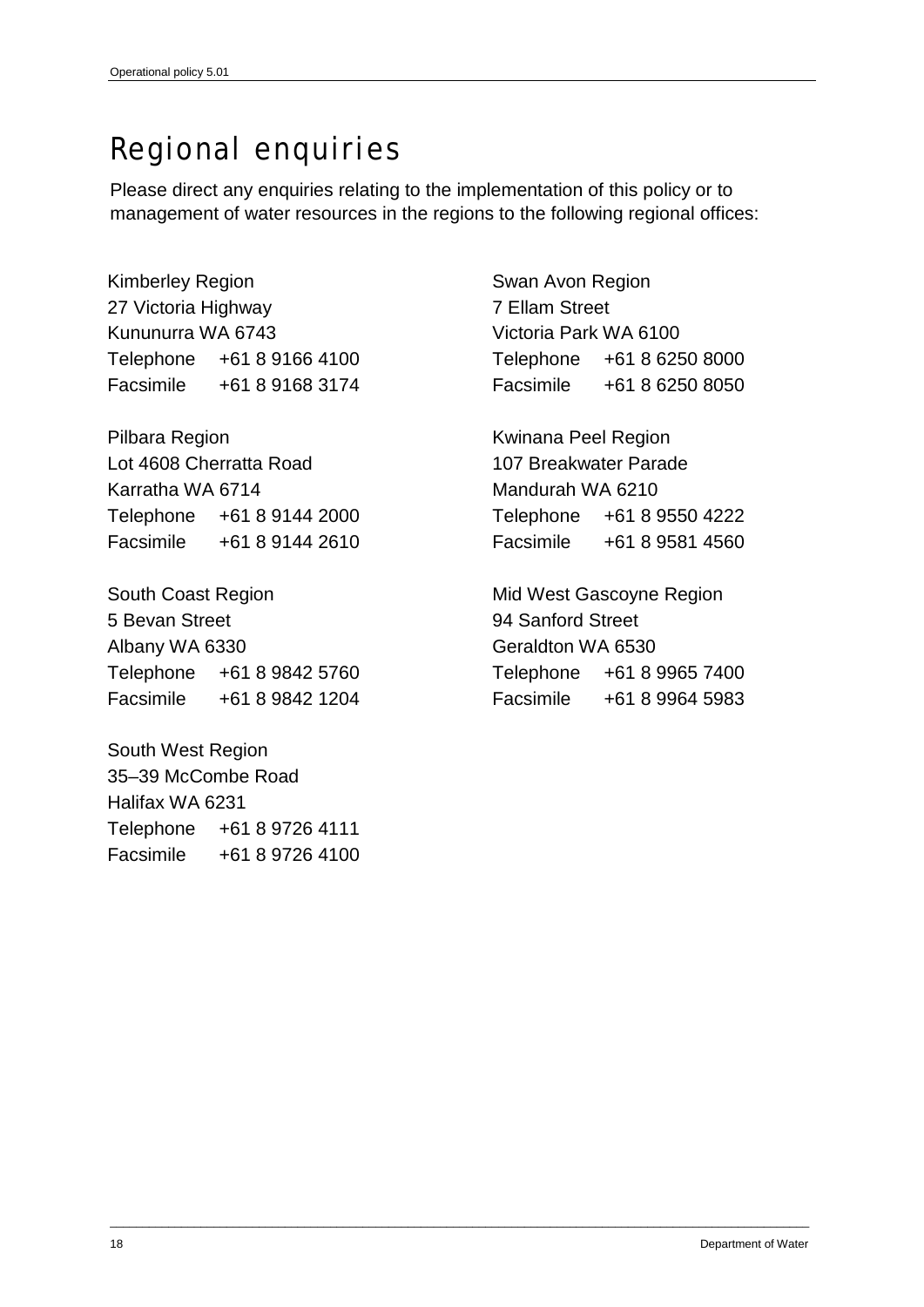# Regional enquiries

Please direct any enquiries relating to the implementation of this policy or to management of water resources in the regions to the following regional offices:

Kimberley Region
27 Victoria Highway
Kununurra WA 6743
Telephone +61 8 9166 4100
Facsimile +61 8 9168 3174

Pilbara Region
Lot 4608 Cherratta Road
Karratha WA 6714
Telephone +61 8 9144 2000
Facsimile +61 8 9144 2610

South Coast Region
5 Bevan Street
Albany WA 6330
Telephone +61 8 9842 5760
Facsimile +61 8 9842 1204

South West Region
35–39 McCombe Road
Halifax WA 6231
Telephone +61 8 9726 4111
Facsimile +61 8 9726 4100

Swan Avon Region
7 Ellam Street
Victoria Park WA 6100
Telephone +61 8 6250 8000
Facsimile +61 8 6250 8050

Kwinana Peel Region
107 Breakwater Parade
Mandurah WA 6210
Telephone +61 8 9550 4222
Facsimile +61 8 9581 4560

Mid West Gascoyne Region
94 Sanford Street
Geraldton WA 6530
Telephone +61 8 9965 7400
Facsimile +61 8 9964 5983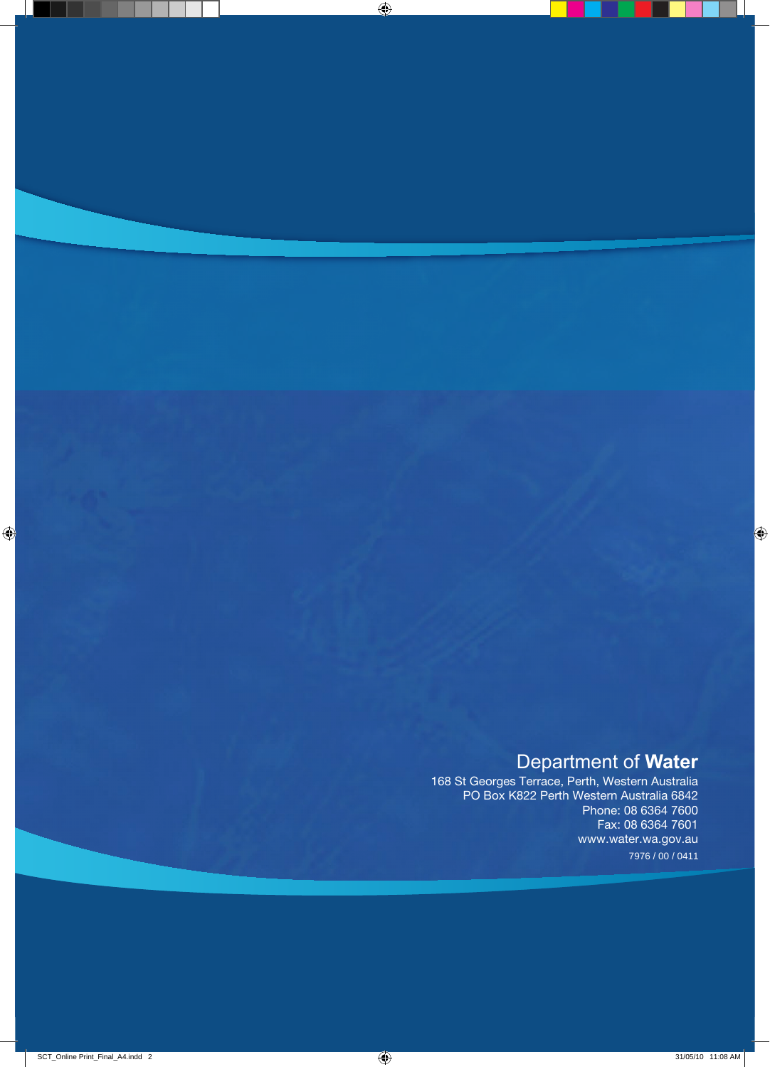Department of **Water**

168 St Georges Terrace, Perth, Western Australia
PO Box K822 Perth Western Australia 6842
Phone: 08 6364 7600
Fax: 08 6364 7601
www.water.wa.gov.au

7976 / 00 / 0411